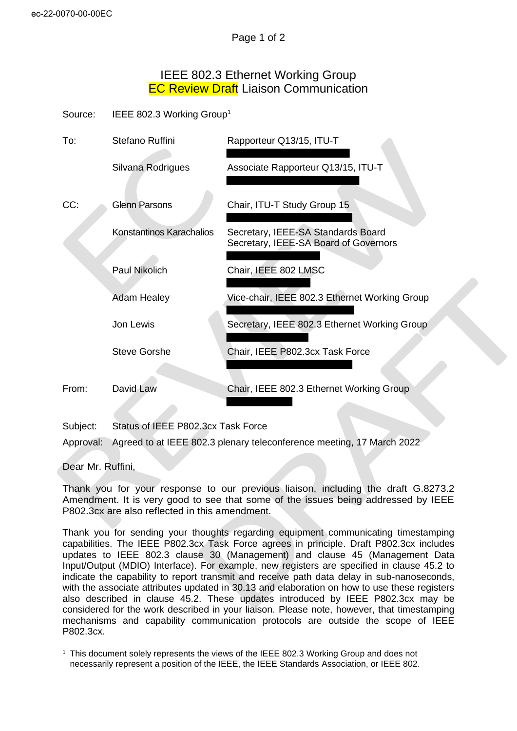ec-22-0070-00-00EC

# IEEE 802.3 Ethernet Working Group
# EC Review Draft Liaison Communication

| | | |
|---|---|---|
| Source: | IEEE 802.3 Working Group[1] | |
| To: | Stefano Ruffini | Rapporteur Q13/15, ITU-T |
| | Silvana Rodrigues | Associate Rapporteur Q13/15, ITU-T |
| CC: | Glenn Parsons | Chair, ITU-T Study Group 15 |
| | Konstantinos Karachalios | Secretary, IEEE-SA Standards Board<br>Secretary, IEEE-SA Board of Governors |
| | Paul Nikolich | Chair, IEEE 802 LMSC |
| | Adam Healey | Vice-chair, IEEE 802.3 Ethernet Working Group |
| | Jon Lewis | Secretary, IEEE 802.3 Ethernet Working Group |
| | Steve Gorshe | Chair, IEEE P802.3cx Task Force |
| From: | David Law | Chair, IEEE 802.3 Ethernet Working Group |

Subject: Status of IEEE P802.3cx Task Force

Approval: Agreed to at IEEE 802.3 plenary teleconference meeting, 17 March 2022

Dear Mr. Ruffini,

Thank you for your response to our previous liaison, including the draft G.8273.2 Amendment. It is very good to see that some of the issues being addressed by IEEE P802.3cx are also reflected in this amendment.

Thank you for sending your thoughts regarding equipment communicating timestamping capabilities. The IEEE P802.3cx Task Force agrees in principle. Draft P802.3cx includes updates to IEEE 802.3 clause 30 (Management) and clause 45 (Management Data Input/Output (MDIO) Interface). For example, new registers are specified in clause 45.2 to indicate the capability to report transmit and receive path data delay in sub-nanoseconds, with the associate attributes updated in 30.13 and elaboration on how to use these registers also described in clause 45.2. These updates introduced by IEEE P802.3cx may be considered for the work described in your liaison. Please note, however, that timestamping mechanisms and capability communication protocols are outside the scope of IEEE P802.3cx.

[1] This document solely represents the views of the IEEE 802.3 Working Group and does not necessarily represent a position of the IEEE, the IEEE Standards Association, or IEEE 802.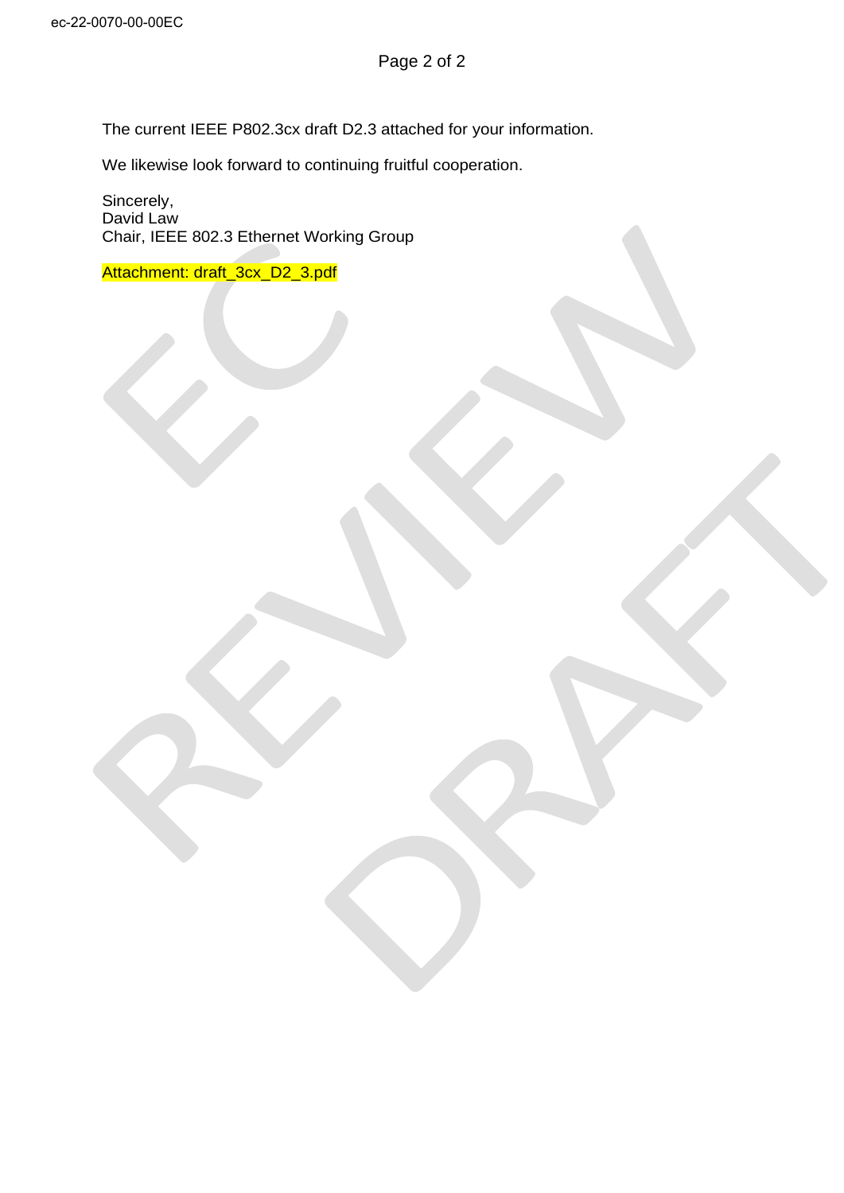The current IEEE P802.3cx draft D2.3 attached for your information.

We likewise look forward to continuing fruitful cooperation.

Sincerely,
David Law
Chair, IEEE 802.3 Ethernet Working Group

Attachment: draft_3cx_D2_3.pdf